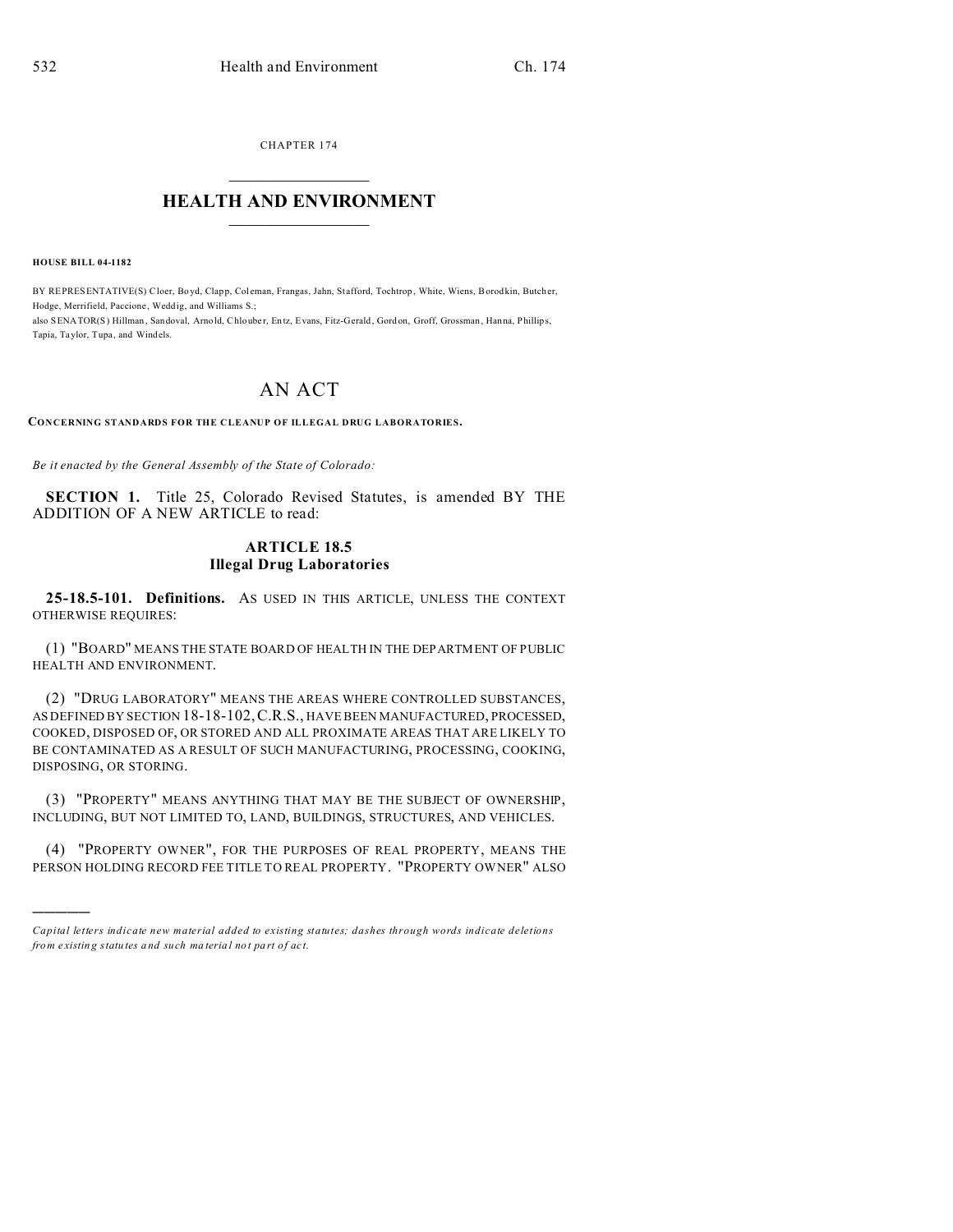CHAPTER 174

# HEALTH AND ENVIRONMENT

**HOUSE BILL 04-1182**

BY REPRESENTATIVE(S) Cloer, Boyd, Clapp, Coleman, Frangas, Jahn, Stafford, Tochtrop, White, Wiens, Borodkin, Butcher, Hodge, Merrifield, Paccione, Weddig, and Williams S.;
also SENATOR(S) Hillman, Sandoval, Arnold, Chlouber, Entz, Evans, Fitz-Gerald, Gordon, Groff, Grossman, Hanna, Phillips, Tapia, Taylor, Tupa, and Windels.

# AN ACT

**CONCERNING STANDARDS FOR THE CLEANUP OF ILLEGAL DRUG LABORATORIES.**

*Be it enacted by the General Assembly of the State of Colorado:*

**SECTION 1.** Title 25, Colorado Revised Statutes, is amended BY THE ADDITION OF A NEW ARTICLE to read:

## ARTICLE 18.5
## Illegal Drug Laboratories

**25-18.5-101. Definitions.** AS USED IN THIS ARTICLE, UNLESS THE CONTEXT OTHERWISE REQUIRES:

(1) "BOARD" MEANS THE STATE BOARD OF HEALTH IN THE DEPARTMENT OF PUBLIC HEALTH AND ENVIRONMENT.

(2) "DRUG LABORATORY" MEANS THE AREAS WHERE CONTROLLED SUBSTANCES, AS DEFINED BY SECTION 18-18-102, C.R.S., HAVE BEEN MANUFACTURED, PROCESSED, COOKED, DISPOSED OF, OR STORED AND ALL PROXIMATE AREAS THAT ARE LIKELY TO BE CONTAMINATED AS A RESULT OF SUCH MANUFACTURING, PROCESSING, COOKING, DISPOSING, OR STORING.

(3) "PROPERTY" MEANS ANYTHING THAT MAY BE THE SUBJECT OF OWNERSHIP, INCLUDING, BUT NOT LIMITED TO, LAND, BUILDINGS, STRUCTURES, AND VEHICLES.

(4) "PROPERTY OWNER", FOR THE PURPOSES OF REAL PROPERTY, MEANS THE PERSON HOLDING RECORD FEE TITLE TO REAL PROPERTY. "PROPERTY OWNER" ALSO

---

*Capital letters indicate new material added to existing statutes; dashes through words indicate deletions from existing statutes and such material not part of act.*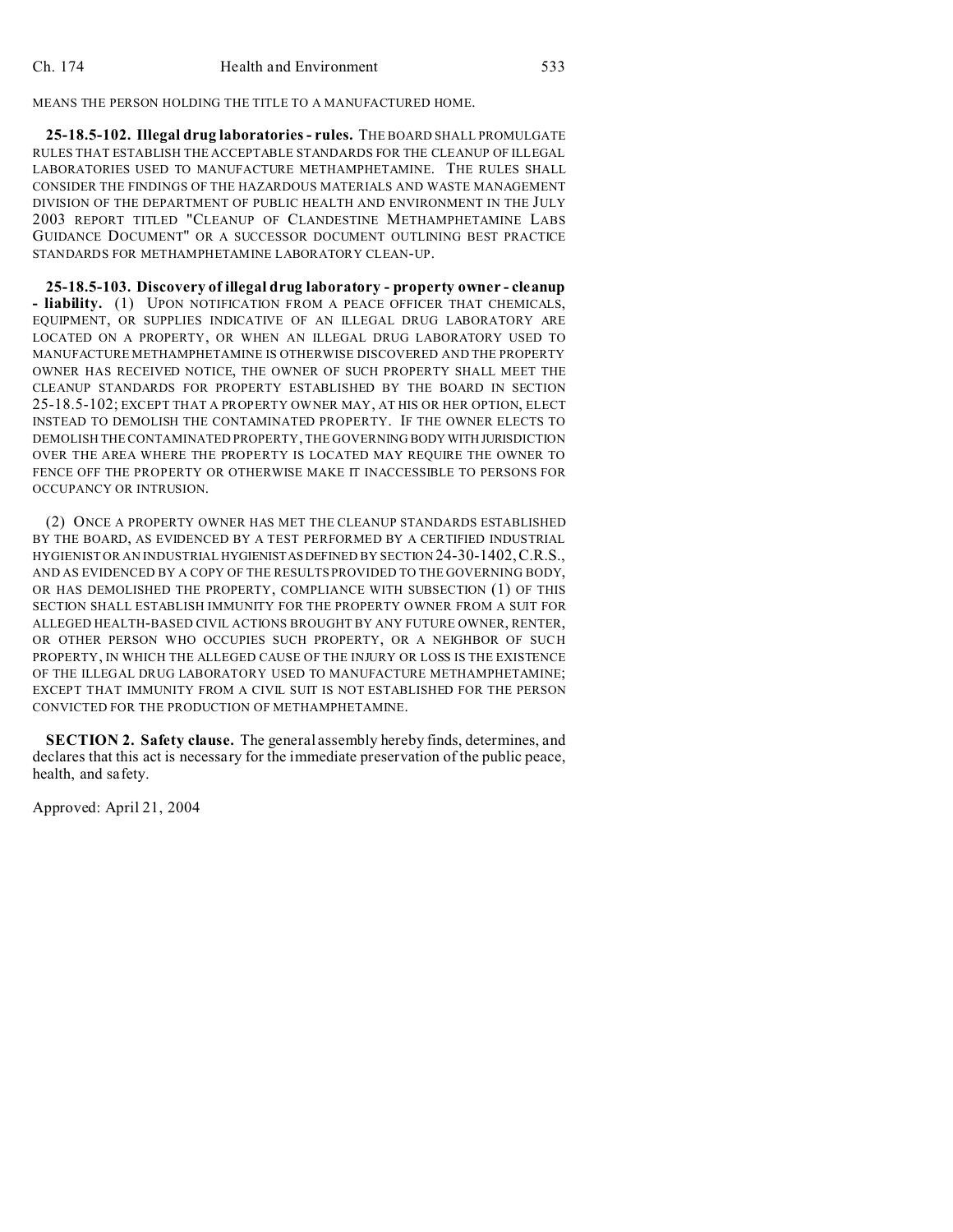MEANS THE PERSON HOLDING THE TITLE TO A MANUFACTURED HOME.

**25-18.5-102. Illegal drug laboratories - rules.** THE BOARD SHALL PROMULGATE RULES THAT ESTABLISH THE ACCEPTABLE STANDARDS FOR THE CLEANUP OF ILLEGAL LABORATORIES USED TO MANUFACTURE METHAMPHETAMINE. THE RULES SHALL CONSIDER THE FINDINGS OF THE HAZARDOUS MATERIALS AND WASTE MANAGEMENT DIVISION OF THE DEPARTMENT OF PUBLIC HEALTH AND ENVIRONMENT IN THE JULY 2003 REPORT TITLED "CLEANUP OF CLANDESTINE METHAMPHETAMINE LABS GUIDANCE DOCUMENT" OR A SUCCESSOR DOCUMENT OUTLINING BEST PRACTICE STANDARDS FOR METHAMPHETAMINE LABORATORY CLEAN-UP.

**25-18.5-103. Discovery of illegal drug laboratory - property owner - cleanup - liability.** (1) UPON NOTIFICATION FROM A PEACE OFFICER THAT CHEMICALS, EQUIPMENT, OR SUPPLIES INDICATIVE OF AN ILLEGAL DRUG LABORATORY ARE LOCATED ON A PROPERTY, OR WHEN AN ILLEGAL DRUG LABORATORY USED TO MANUFACTURE METHAMPHETAMINE IS OTHERWISE DISCOVERED AND THE PROPERTY OWNER HAS RECEIVED NOTICE, THE OWNER OF SUCH PROPERTY SHALL MEET THE CLEANUP STANDARDS FOR PROPERTY ESTABLISHED BY THE BOARD IN SECTION 25-18.5-102; EXCEPT THAT A PROPERTY OWNER MAY, AT HIS OR HER OPTION, ELECT INSTEAD TO DEMOLISH THE CONTAMINATED PROPERTY. IF THE OWNER ELECTS TO DEMOLISH THE CONTAMINATED PROPERTY, THE GOVERNING BODY WITH JURISDICTION OVER THE AREA WHERE THE PROPERTY IS LOCATED MAY REQUIRE THE OWNER TO FENCE OFF THE PROPERTY OR OTHERWISE MAKE IT INACCESSIBLE TO PERSONS FOR OCCUPANCY OR INTRUSION.

(2) ONCE A PROPERTY OWNER HAS MET THE CLEANUP STANDARDS ESTABLISHED BY THE BOARD, AS EVIDENCED BY A TEST PERFORMED BY A CERTIFIED INDUSTRIAL HYGIENIST OR AN INDUSTRIAL HYGIENIST AS DEFINED BY SECTION 24-30-1402, C.R.S., AND AS EVIDENCED BY A COPY OF THE RESULTS PROVIDED TO THE GOVERNING BODY, OR HAS DEMOLISHED THE PROPERTY, COMPLIANCE WITH SUBSECTION (1) OF THIS SECTION SHALL ESTABLISH IMMUNITY FOR THE PROPERTY OWNER FROM A SUIT FOR ALLEGED HEALTH-BASED CIVIL ACTIONS BROUGHT BY ANY FUTURE OWNER, RENTER, OR OTHER PERSON WHO OCCUPIES SUCH PROPERTY, OR A NEIGHBOR OF SUCH PROPERTY, IN WHICH THE ALLEGED CAUSE OF THE INJURY OR LOSS IS THE EXISTENCE OF THE ILLEGAL DRUG LABORATORY USED TO MANUFACTURE METHAMPHETAMINE; EXCEPT THAT IMMUNITY FROM A CIVIL SUIT IS NOT ESTABLISHED FOR THE PERSON CONVICTED FOR THE PRODUCTION OF METHAMPHETAMINE.

**SECTION 2. Safety clause.** The general assembly hereby finds, determines, and declares that this act is necessary for the immediate preservation of the public peace, health, and safety.

Approved: April 21, 2004